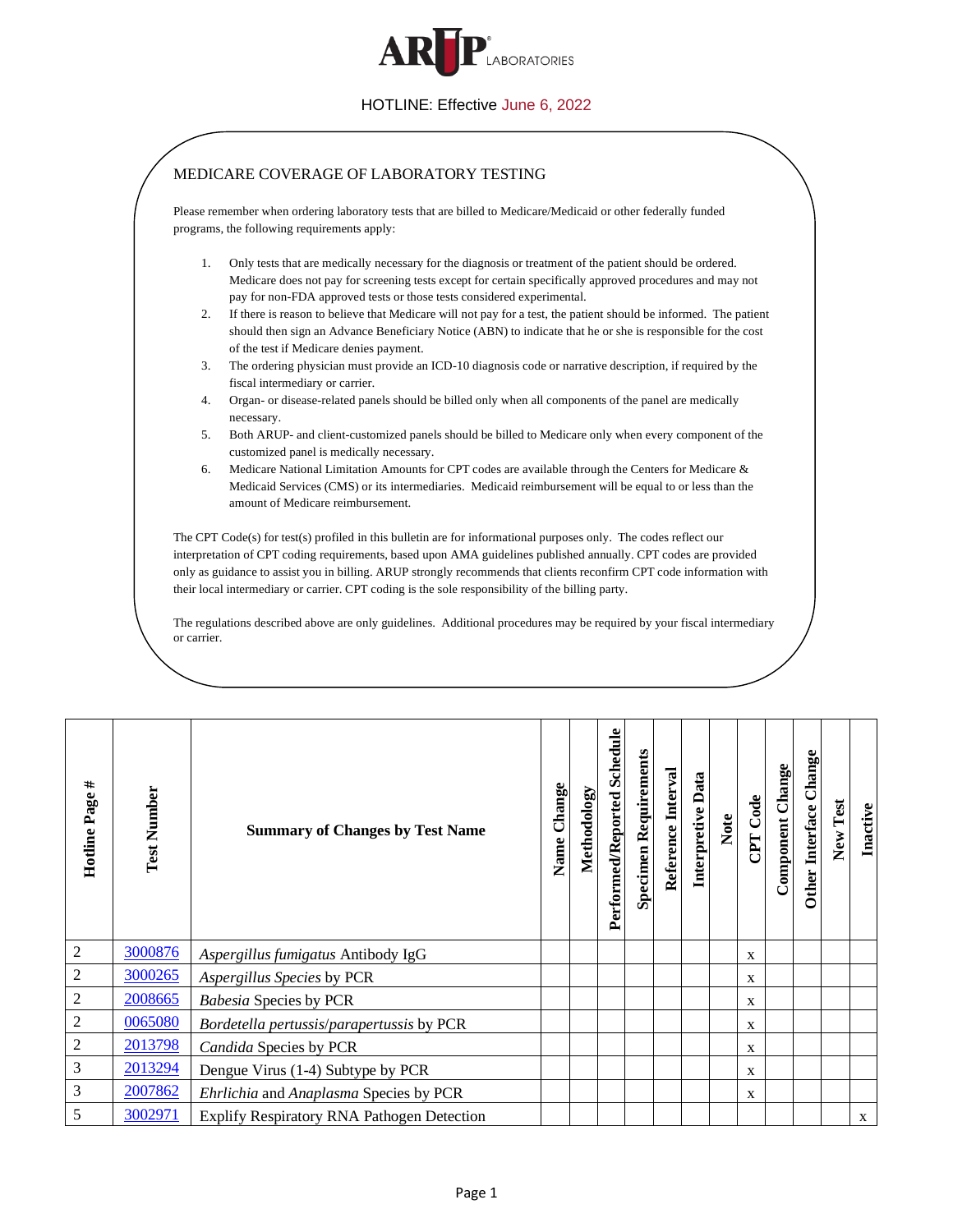# ARUP LABORATORIES

HOTLINE: Effective June 6, 2022

## MEDICARE COVERAGE OF LABORATORY TESTING

Please remember when ordering laboratory tests that are billed to Medicare/Medicaid or other federally funded programs, the following requirements apply:

1. Only tests that are medically necessary for the diagnosis or treatment of the patient should be ordered. Medicare does not pay for screening tests except for certain specifically approved procedures and may not pay for non-FDA approved tests or those tests considered experimental.
2. If there is reason to believe that Medicare will not pay for a test, the patient should be informed. The patient should then sign an Advance Beneficiary Notice (ABN) to indicate that he or she is responsible for the cost of the test if Medicare denies payment.
3. The ordering physician must provide an ICD-10 diagnosis code or narrative description, if required by the fiscal intermediary or carrier.
4. Organ- or disease-related panels should be billed only when all components of the panel are medically necessary.
5. Both ARUP- and client-customized panels should be billed to Medicare only when every component of the customized panel is medically necessary.
6. Medicare National Limitation Amounts for CPT codes are available through the Centers for Medicare & Medicaid Services (CMS) or its intermediaries. Medicaid reimbursement will be equal to or less than the amount of Medicare reimbursement.

The CPT Code(s) for test(s) profiled in this bulletin are for informational purposes only. The codes reflect our interpretation of CPT coding requirements, based upon AMA guidelines published annually. CPT codes are provided only as guidance to assist you in billing. ARUP strongly recommends that clients reconfirm CPT code information with their local intermediary or carrier. CPT coding is the sole responsibility of the billing party.

The regulations described above are only guidelines. Additional procedures may be required by your fiscal intermediary or carrier.

| Hotline Page # | Test Number | Summary of Changes by Test Name | Name Change | Methodology | Performed/Reported Schedule | Specimen Requirements | Reference Interval | Interpretive Data | Note | CPT Code | Component Change | Other Interface Change | New Test | Inactive |
|---|---|---|---|---|---|---|---|---|---|---|---|---|---|---|
| 2 | 3000876 | *Aspergillus fumigatus* Antibody IgG | | | | | | | | x | | | | |
| 2 | 3000265 | *Aspergillus Species* by PCR | | | | | | | | x | | | | |
| 2 | 2008665 | *Babesia* Species by PCR | | | | | | | | x | | | | |
| 2 | 0065080 | *Bordetella pertussis/parapertussis* by PCR | | | | | | | | x | | | | |
| 2 | 2013798 | *Candida* Species by PCR | | | | | | | | x | | | | |
| 3 | 2013294 | Dengue Virus (1-4) Subtype by PCR | | | | | | | | x | | | | |
| 3 | 2007862 | *Ehrlichia* and *Anaplasma* Species by PCR | | | | | | | | x | | | | |
| 5 | 3002971 | Explify Respiratory RNA Pathogen Detection | | | | | | | | | | | | x |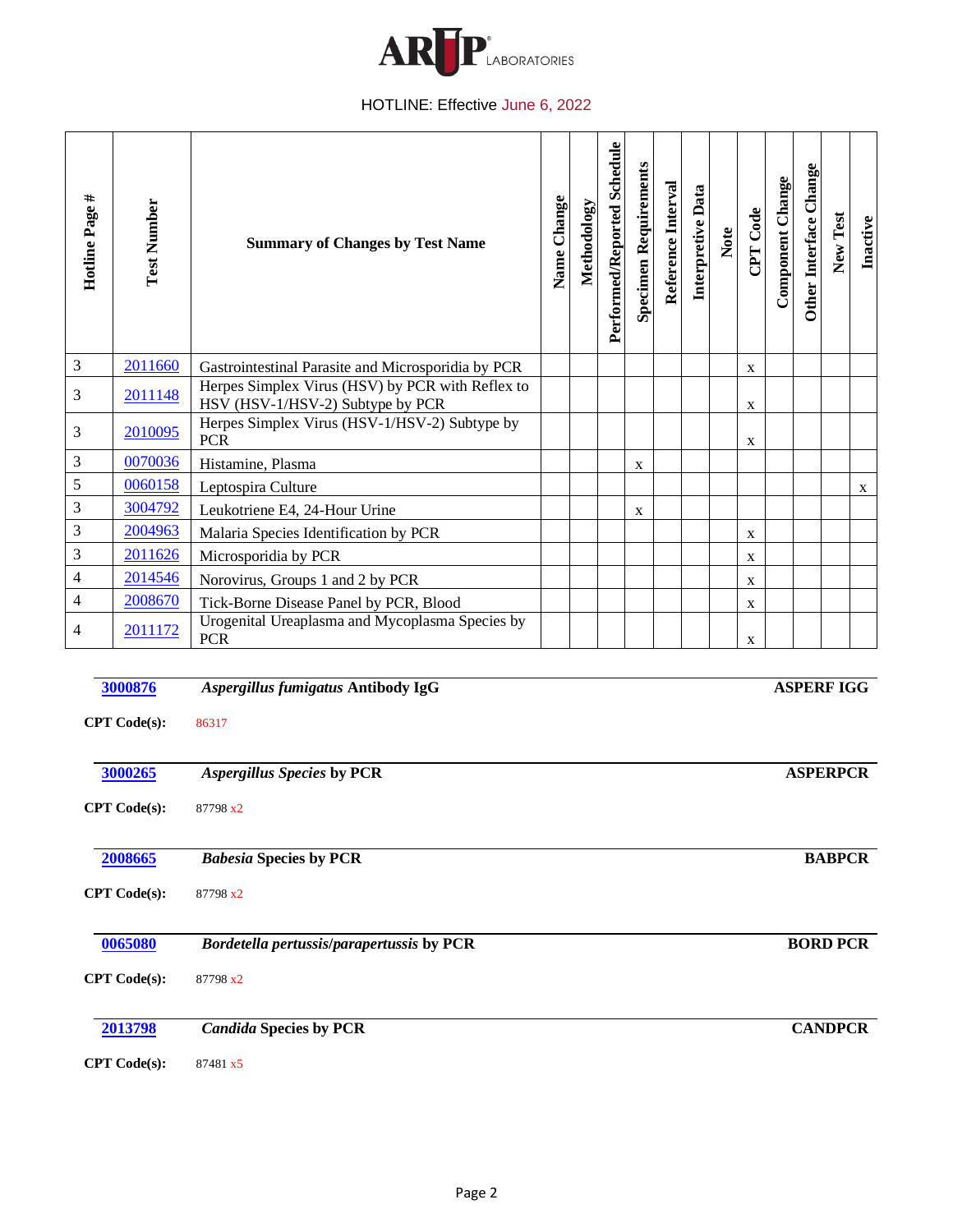HOTLINE: Effective June 6, 2022

| Hotline Page # | Test Number | Summary of Changes by Test Name | Name Change | Methodology | Performed/Reported Schedule | Specimen Requirements | Reference Interval | Interpretive Data | Note | CPT Code | Component Change | Other Interface Change | New Test | Inactive |
|---|---|---|---|---|---|---|---|---|---|---|---|---|---|---|
| 3 | 2011660 | Gastrointestinal Parasite and Microsporidia by PCR | | | | | | | | x | | | | |
| 3 | 2011148 | Herpes Simplex Virus (HSV) by PCR with Reflex to HSV (HSV-1/HSV-2) Subtype by PCR | | | | | | | | x | | | | |
| 3 | 2010095 | Herpes Simplex Virus (HSV-1/HSV-2) Subtype by PCR | | | | | | | | x | | | | |
| 3 | 0070036 | Histamine, Plasma | | | | x | | | | | | | | |
| 5 | 0060158 | Leptospira Culture | | | | | | | | | | | | x |
| 3 | 3004792 | Leukotriene E4, 24-Hour Urine | | | | x | | | | | | | | |
| 3 | 2004963 | Malaria Species Identification by PCR | | | | | | | | x | | | | |
| 3 | 2011626 | Microsporidia by PCR | | | | | | | | x | | | | |
| 4 | 2014546 | Norovirus, Groups 1 and 2 by PCR | | | | | | | | x | | | | |
| 4 | 2008670 | Tick-Borne Disease Panel by PCR, Blood | | | | | | | | x | | | | |
| 4 | 2011172 | Urogenital Ureaplasma and Mycoplasma Species by PCR | | | | | | | | x | | | | |

---

**3000876** ***Aspergillus fumigatus* Antibody IgG** **ASPERF IGG**

**CPT Code(s):** 86317

---

**3000265** ***Aspergillus Species* by PCR** **ASPERPCR**

**CPT Code(s):** 87798 x2

---

**2008665** ***Babesia* Species by PCR** **BABPCR**

**CPT Code(s):** 87798 x2

---

**0065080** ***Bordetella pertussis/parapertussis* by PCR** **BORD PCR**

**CPT Code(s):** 87798 x2

---

**2013798** ***Candida* Species by PCR** **CANDPCR**

**CPT Code(s):** 87481 x5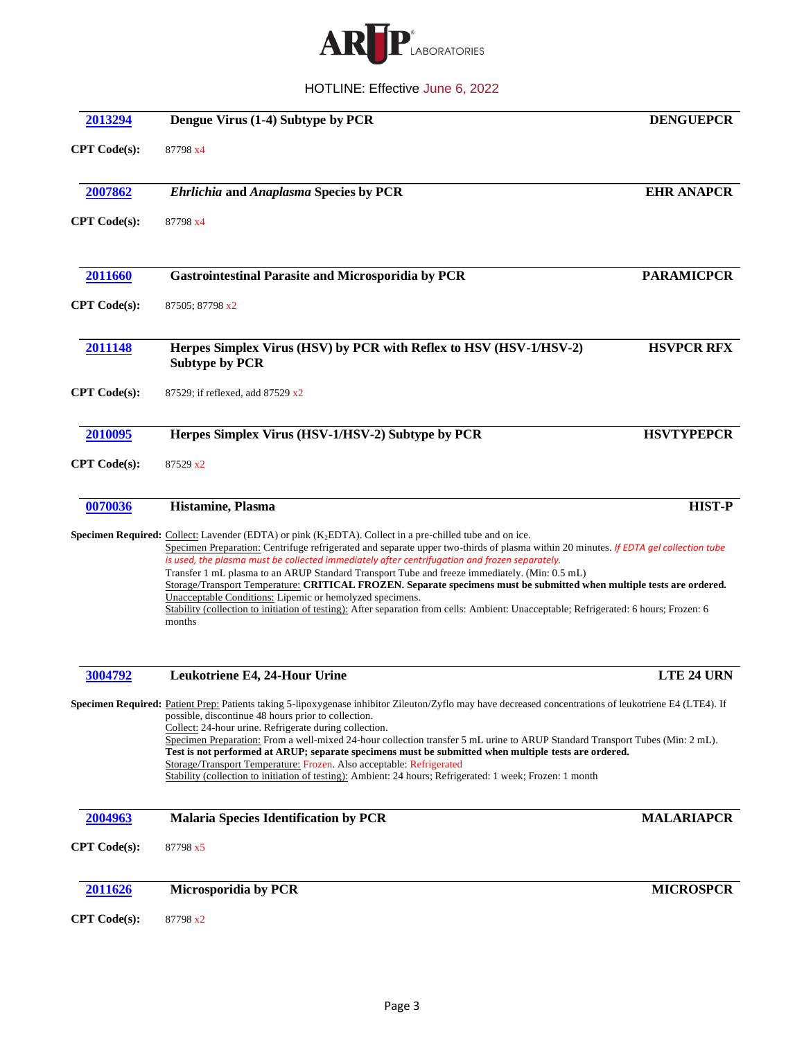HOTLINE: Effective June 6, 2022

| 2013294 | Dengue Virus (1-4) Subtype by PCR | DENGUEPCR |
|---|---|---|

**CPT Code(s):** 87798 x4

| 2007862 | *Ehrlichia* and *Anaplasma* Species by PCR | EHR ANAPCR |
|---|---|---|

**CPT Code(s):** 87798 x4

| 2011660 | Gastrointestinal Parasite and Microsporidia by PCR | PARAMICPCR |
|---|---|---|

**CPT Code(s):** 87505; 87798 x2

| 2011148 | Herpes Simplex Virus (HSV) by PCR with Reflex to HSV (HSV-1/HSV-2) Subtype by PCR | HSVPCR RFX |
|---|---|---|

**CPT Code(s):** 87529; if reflexed, add 87529 x2

| 2010095 | Herpes Simplex Virus (HSV-1/HSV-2) Subtype by PCR | HSVTYPEPCR |
|---|---|---|

**CPT Code(s):** 87529 x2

| 0070036 | Histamine, Plasma | HIST-P |
|---|---|---|

**Specimen Required:** Collect: Lavender (EDTA) or pink ($K_2$EDTA). Collect in a pre-chilled tube and on ice.
Specimen Preparation: Centrifuge refrigerated and separate upper two-thirds of plasma within 20 minutes. *If EDTA gel collection tube is used, the plasma must be collected immediately after centrifugation and frozen separately.*
Transfer 1 mL plasma to an ARUP Standard Transport Tube and freeze immediately. (Min: 0.5 mL)
Storage/Transport Temperature: **CRITICAL FROZEN. Separate specimens must be submitted when multiple tests are ordered.**
Unacceptable Conditions: Lipemic or hemolyzed specimens.
Stability (collection to initiation of testing): After separation from cells: Ambient: Unacceptable; Refrigerated: 6 hours; Frozen: 6 months

| 3004792 | Leukotriene E4, 24-Hour Urine | LTE 24 URN |
|---|---|---|

**Specimen Required:** Patient Prep: Patients taking 5-lipoxygenase inhibitor Zileuton/Zyflo may have decreased concentrations of leukotriene E4 (LTE4). If possible, discontinue 48 hours prior to collection.
Collect: 24-hour urine. Refrigerate during collection.
Specimen Preparation: From a well-mixed 24-hour collection transfer 5 mL urine to ARUP Standard Transport Tubes (Min: 2 mL).
**Test is not performed at ARUP; separate specimens must be submitted when multiple tests are ordered.**
Storage/Transport Temperature: Frozen. Also acceptable: Refrigerated
Stability (collection to initiation of testing): Ambient: 24 hours; Refrigerated: 1 week; Frozen: 1 month

| 2004963 | Malaria Species Identification by PCR | MALARIAPCR |
|---|---|---|

**CPT Code(s):** 87798 x5

| 2011626 | Microsporidia by PCR | MICROSPCR |
|---|---|---|

**CPT Code(s):** 87798 x2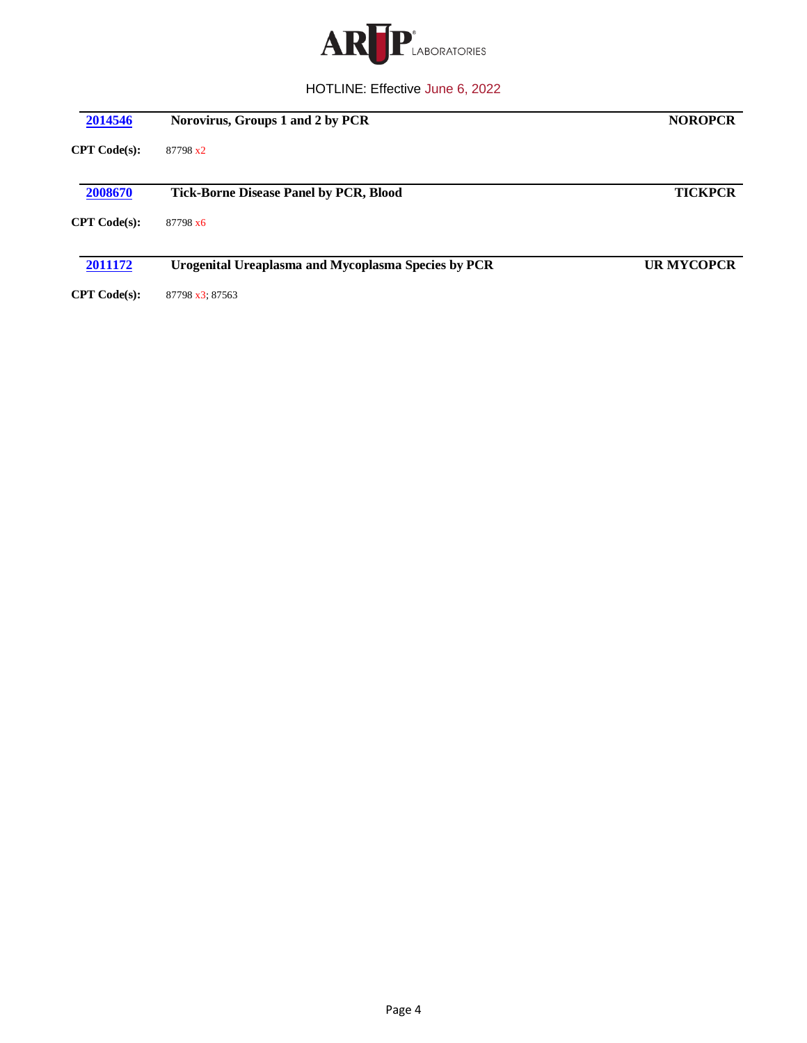**2014546** **Norovirus, Groups 1 and 2 by PCR** **NOROPCR**

**CPT Code(s):** 87798 x2

**2008670** **Tick-Borne Disease Panel by PCR, Blood** **TICKPCR**

**CPT Code(s):** 87798 x6

**2011172** **Urogenital Ureaplasma and Mycoplasma Species by PCR** **UR MYCOPCR**

**CPT Code(s):** 87798 x3; 87563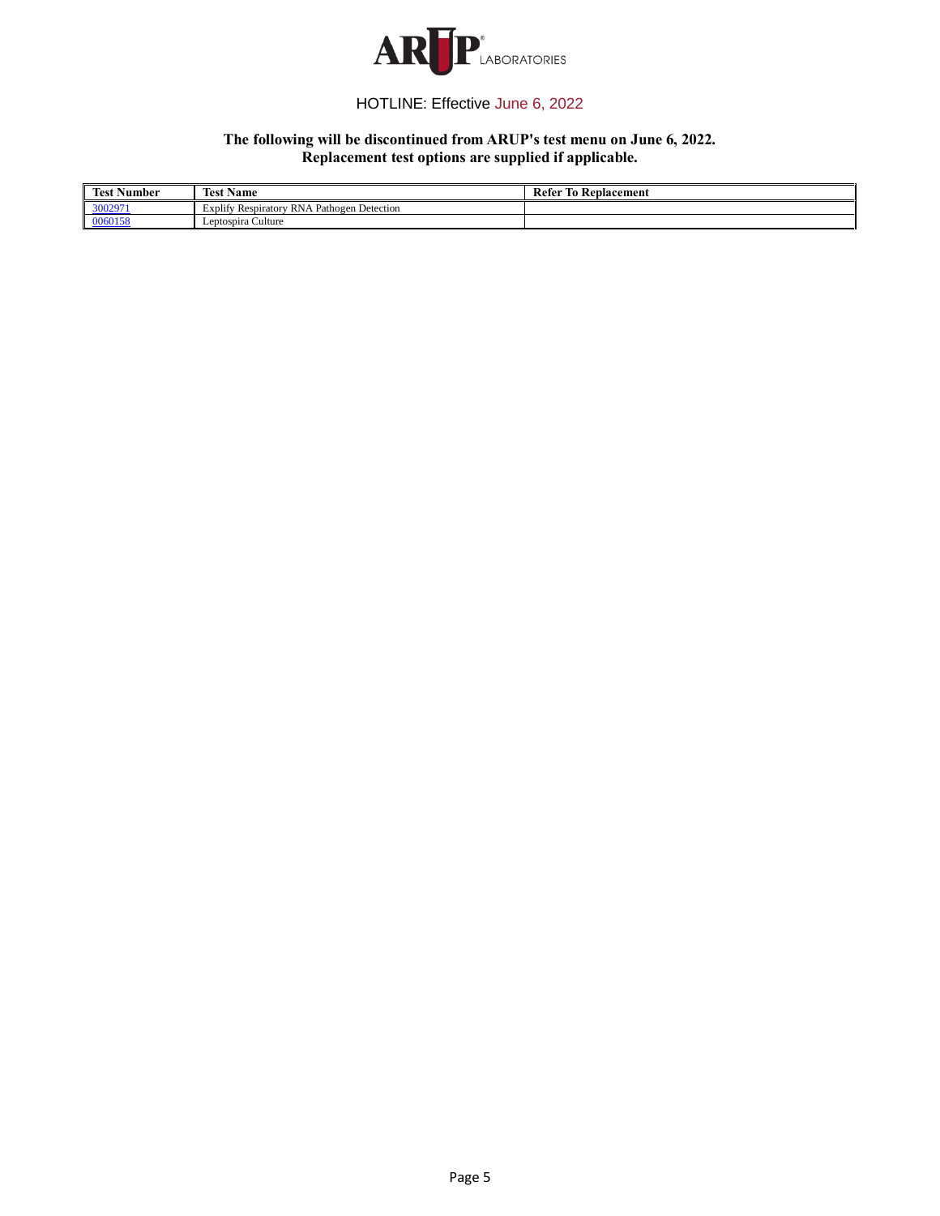ARUP LABORATORIES

HOTLINE: Effective June 6, 2022

**The following will be discontinued from ARUP's test menu on June 6, 2022.**
**Replacement test options are supplied if applicable.**

| Test Number | Test Name | Refer To Replacement |
|---|---|---|
| 3002971 | Explify Respiratory RNA Pathogen Detection | |
| 0060158 | Leptospira Culture | |